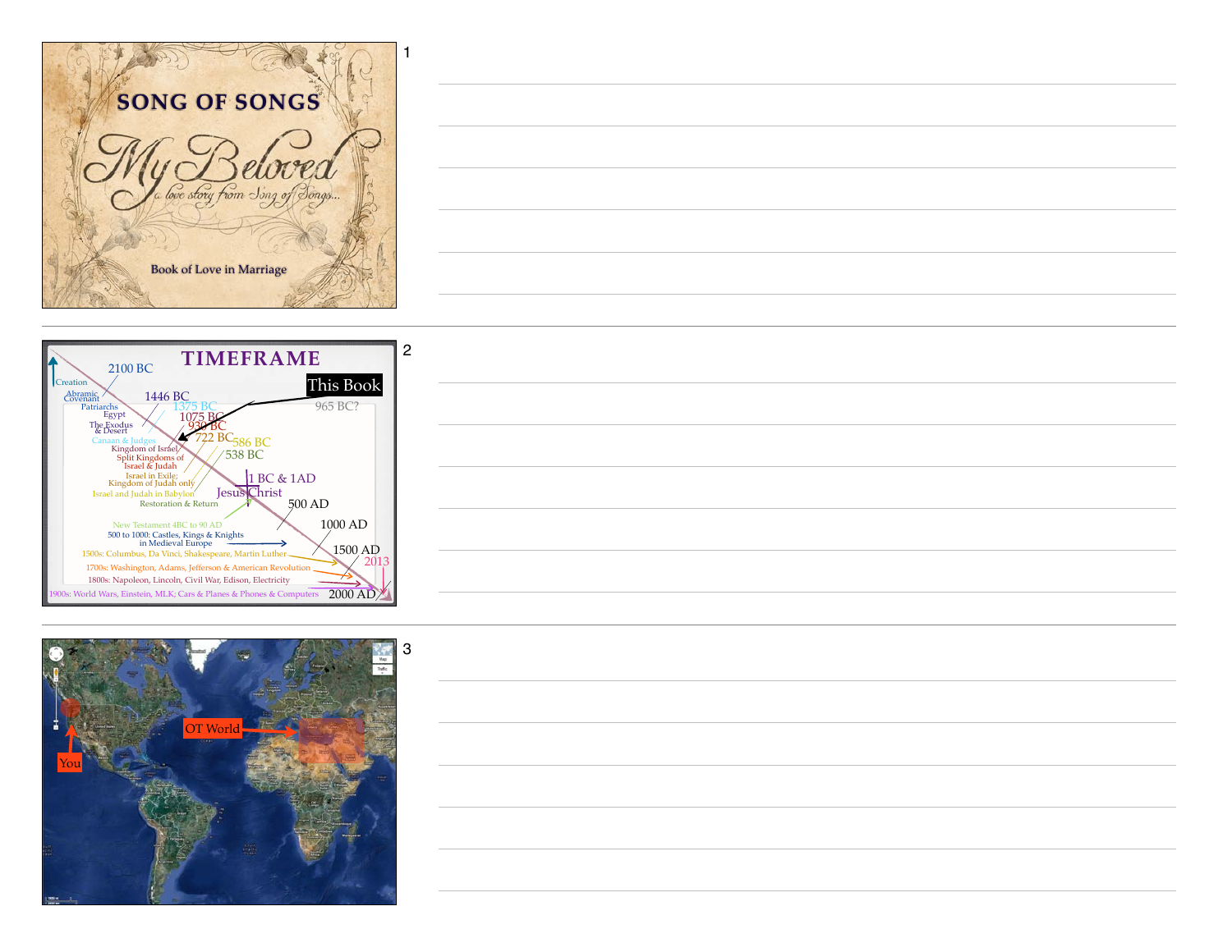# SONG OF SONGS

*My Beloved*

*a love story from Song of Songs...*

Book of Love in Marriage

## TIMEFRAME

- Creation
- 2100 BC — Abramic Covenant, Patriarchs, Egypt
- 1446 BC — The Exodus & Desert
- 1375 BC — Canaan & Judges
- 1075 BC — Kingdom of Israel
- 930 BC — Split Kingdoms of Israel & Judah
- 722 BC — Israel in Exile; Kingdom of Judah only
- 586 BC — Israel and Judah in Babylon
- 538 BC — Restoration & Return
- This Book — 965 BC?
- 1 BC & 1AD — Jesus Christ
- New Testament 4BC to 90 AD
- 500 AD
- 500 to 1000: Castles, Kings & Knights in Medieval Europe
- 1000 AD
- 1500s: Columbus, Da Vinci, Shakespeare, Martin Luther
- 1500 AD
- 1700s: Washington, Adams, Jefferson & American Revolution
- 1800s: Napoleon, Lincoln, Civil War, Edison, Electricity
- 1900s: World Wars, Einstein, MLK; Cars & Planes & Phones & Computers
- 2000 AD
- 2013

OT World

You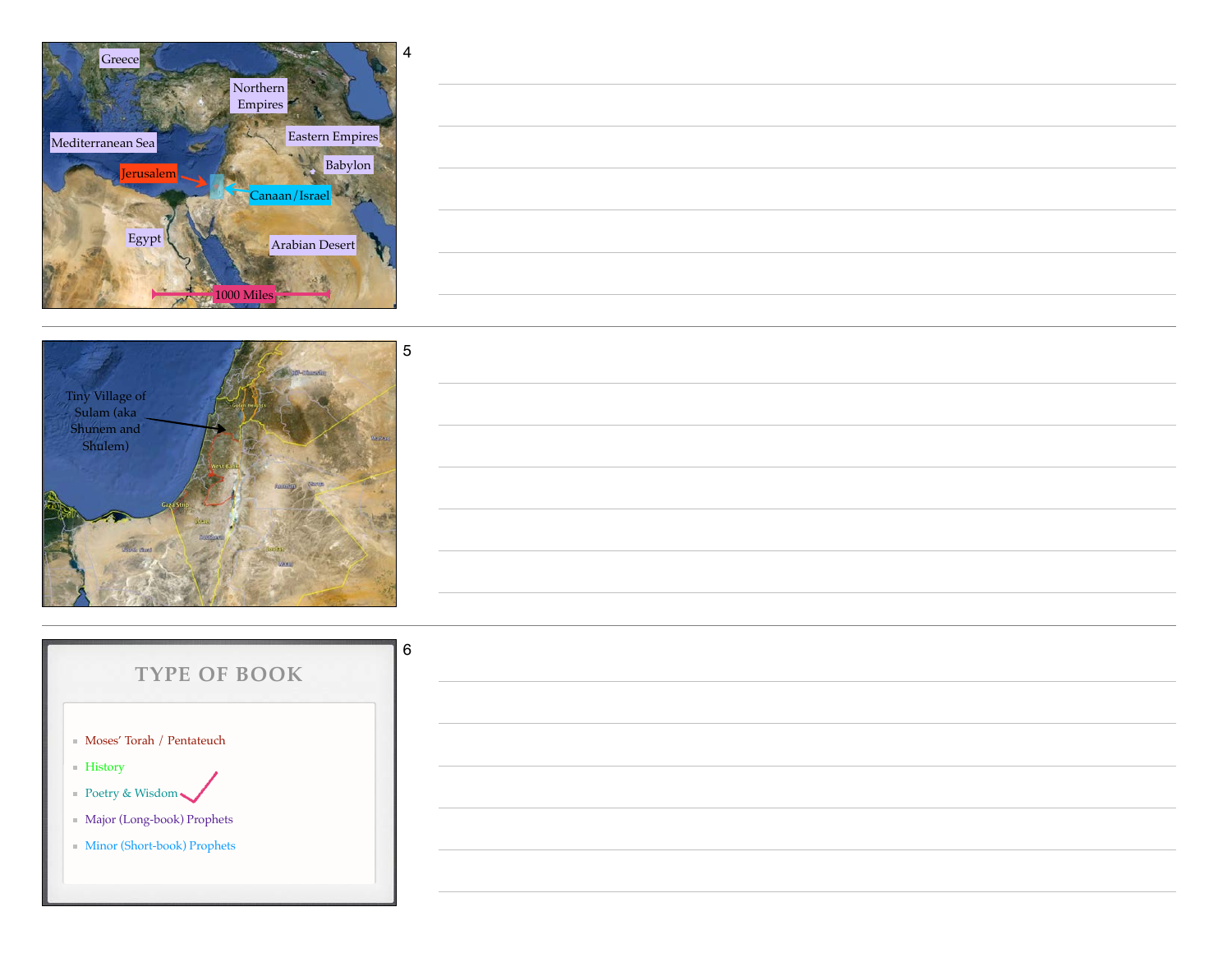4

Greece

Northern Empires

Eastern Empires

Mediterranean Sea

Babylon

Jerusalem

Canaan/Israel

Egypt

Arabian Desert

1000 Miles

5

Tiny Village of Sulam (aka Shunem and Shulem)

6

## TYPE OF BOOK

- Moses' Torah / Pentateuch
- History
- Poetry & Wisdom ✓
- Major (Long-book) Prophets
- Minor (Short-book) Prophets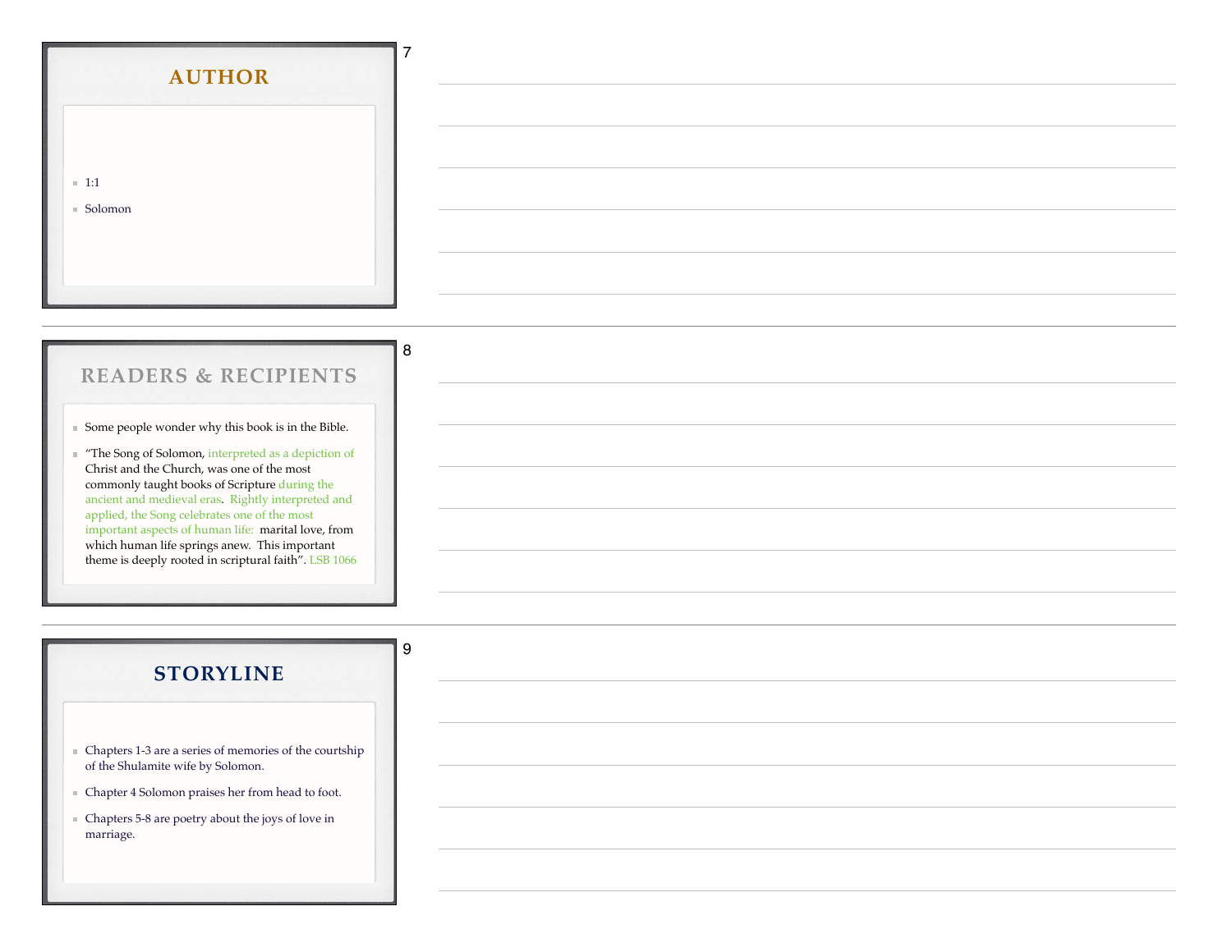## AUTHOR

- 1:1
- Solomon

## READERS & RECIPIENTS

- Some people wonder why this book is in the Bible.
- "The Song of Solomon, interpreted as a depiction of Christ and the Church, was one of the most commonly taught books of Scripture during the ancient and medieval eras. Rightly interpreted and applied, the Song celebrates one of the most important aspects of human life: marital love, from which human life springs anew. This important theme is deeply rooted in scriptural faith". LSB 1066

## STORYLINE

- Chapters 1-3 are a series of memories of the courtship of the Shulamite wife by Solomon.
- Chapter 4 Solomon praises her from head to foot.
- Chapters 5-8 are poetry about the joys of love in marriage.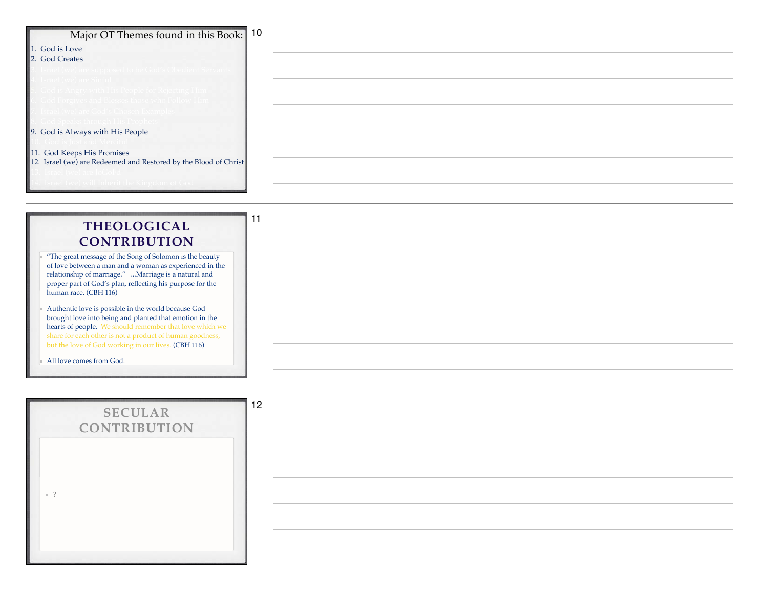## Major OT Themes found in this Book:

1. God is Love
2. God Creates
3. Israel (we) are supposed to be God's Obedient Servants
4. Israel (we) are Sinful
5. God is Angry with His People for Rejecting Him
6. God Forgives and Blesses those who Follow Him
7. Israel (we) are God's Chosen Examples
8. God Speaks through His Prophets
9. God is Always with His People
10. God is Just and Merciful
11. God Keeps His Promises
12. Israel (we) are Redeemed and Restored by the Blood of Christ
13. Israel (we) are InGod'd
14. Israel (we) will Inherit the Kingdom of God

## THEOLOGICAL CONTRIBUTION

- "The great message of the Song of Solomon is the beauty of love between a man and a woman as experienced in the relationship of marriage." ...Marriage is a natural and proper part of God's plan, reflecting his purpose for the human race. (CBH 116)
- Authentic love is possible in the world because God brought love into being and planted that emotion in the hearts of people. We should remember that love which we share for each other is not a product of human goodness, but the love of God working in our lives. (CBH 116)
- All love comes from God.

## SECULAR CONTRIBUTION

- ?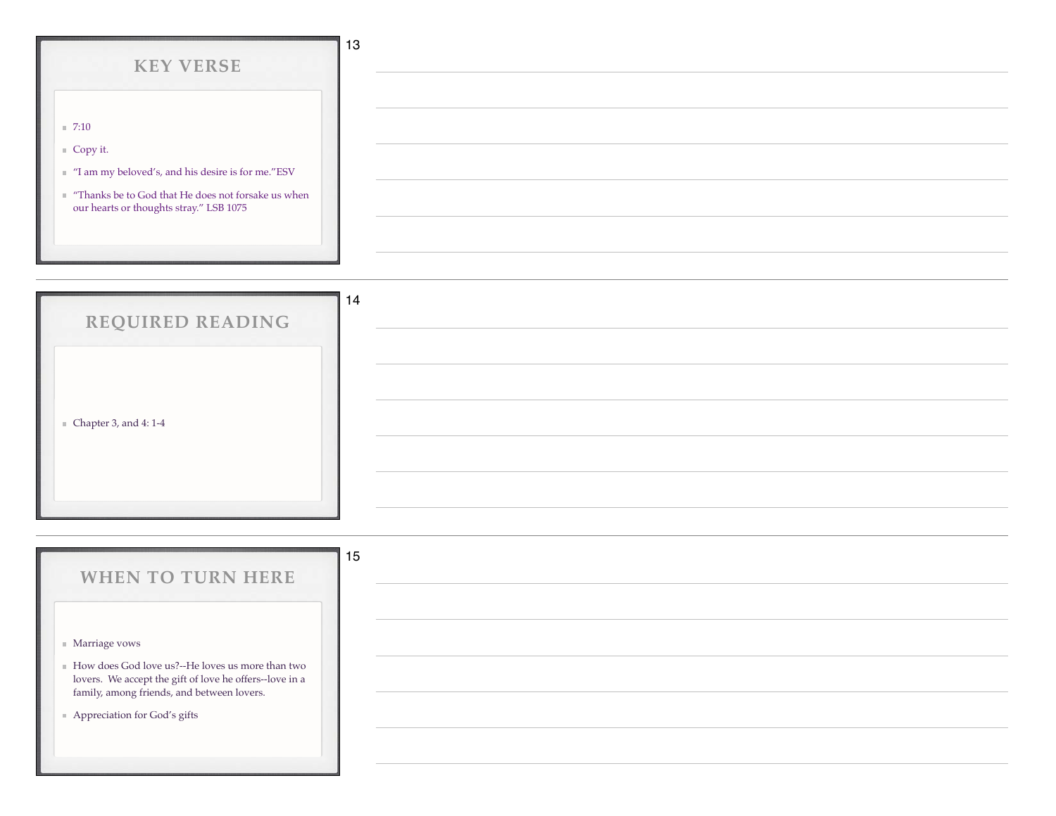## KEY VERSE

- 7:10
- Copy it.
- "I am my beloved's, and his desire is for me."ESV
- "Thanks be to God that He does not forsake us when our hearts or thoughts stray." LSB 1075

## REQUIRED READING

- Chapter 3, and 4: 1-4

## WHEN TO TURN HERE

- Marriage vows
- How does God love us?--He loves us more than two lovers. We accept the gift of love he offers--love in a family, among friends, and between lovers.
- Appreciation for God's gifts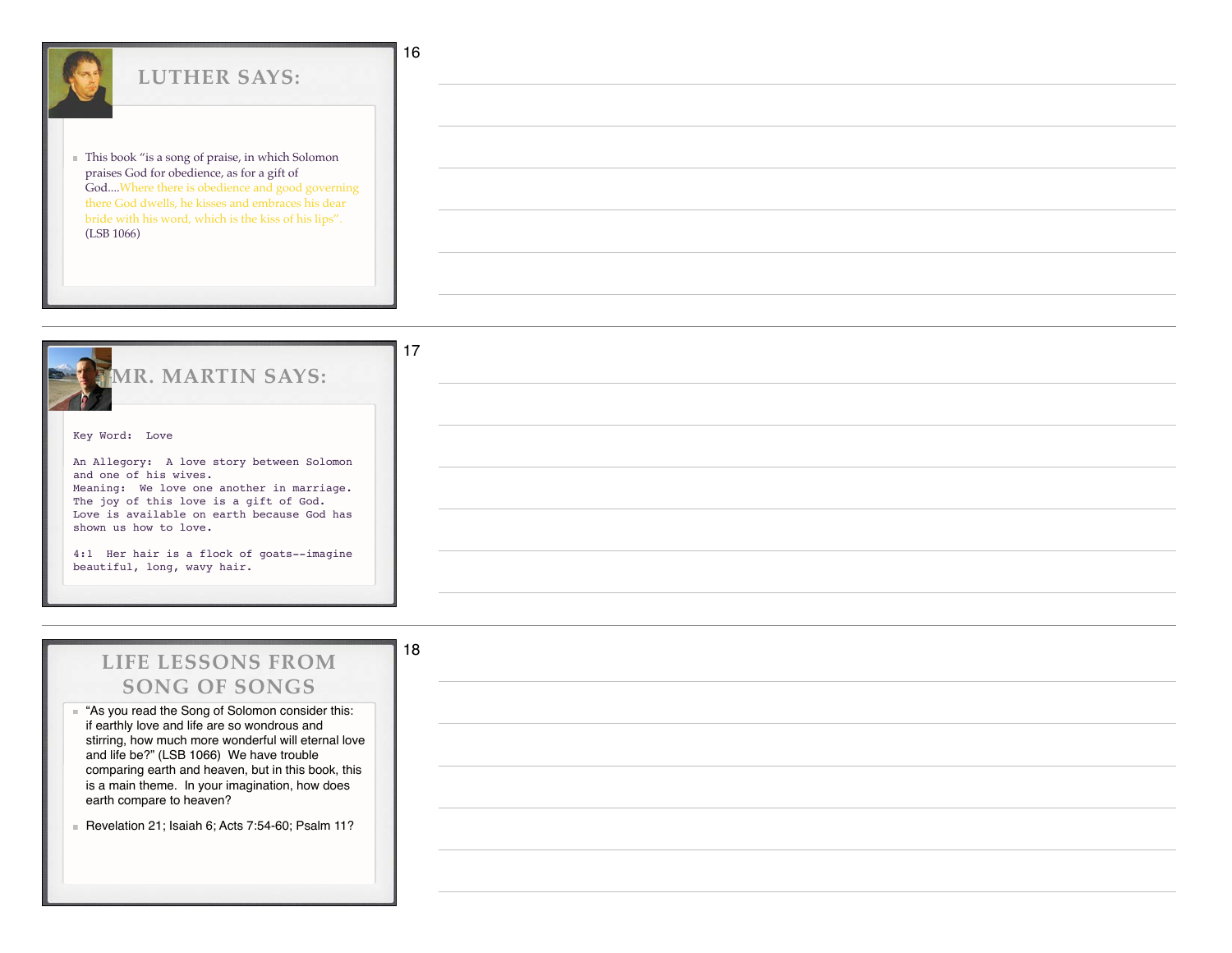## LUTHER SAYS:

- This book "is a song of praise, in which Solomon praises God for obedience, as for a gift of God....Where there is obedience and good governing there God dwells, he kisses and embraces his dear bride with his word, which is the kiss of his lips". (LSB 1066)

## MR. MARTIN SAYS:

```
Key Word:  Love

An Allegory:  A love story between Solomon
and one of his wives.
Meaning:  We love one another in marriage.
The joy of this love is a gift of God.
Love is available on earth because God has
shown us how to love.

4:1  Her hair is a flock of goats--imagine
beautiful, long, wavy hair.
```

## LIFE LESSONS FROM SONG OF SONGS

- "As you read the Song of Solomon consider this: if earthly love and life are so wondrous and stirring, how much more wonderful will eternal love and life be?" (LSB 1066) We have trouble comparing earth and heaven, but in this book, this is a main theme. In your imagination, how does earth compare to heaven?
- Revelation 21; Isaiah 6; Acts 7:54-60; Psalm 11?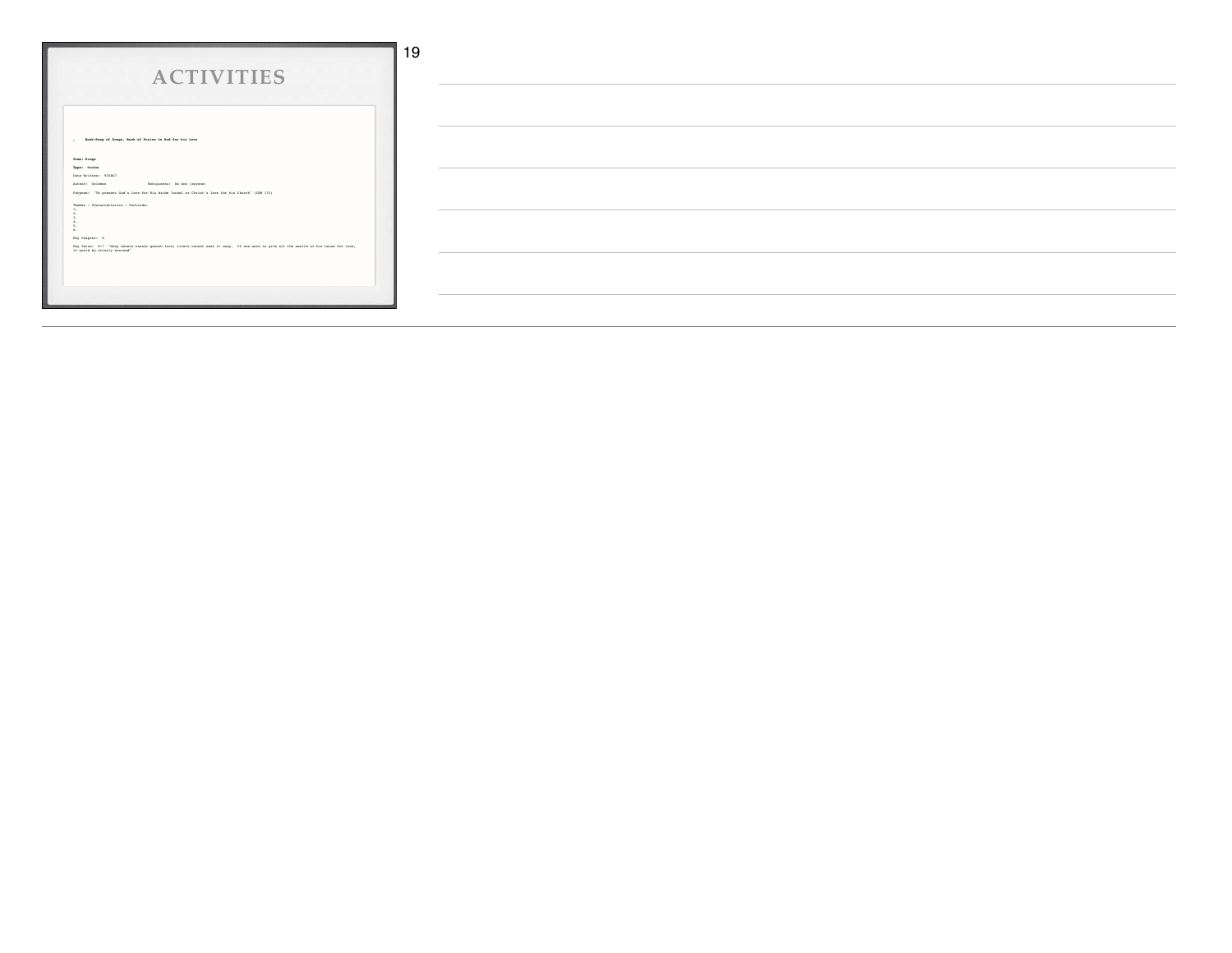# ACTIVITIES

**Book-Song of Songs, Book of Praise to God for his Love**

**Time: Kings**

**Type: Wisdom**

Date Written: 930BC

Author: Solomon Recipients: No one (anyone)

Purpose: "To present God's love for His bride Israel or Christ's love for his Church" (SSB 135)

Themes / Characteristics / Factoids:
1.
2.
3.
4.
5.
6.

Key Chapter: 8

Key Verse: 8:7 "Many waters cannot quench love; rivers cannot wash it away. If one were to give all the wealth of his house for love, it would be utterly scorned"